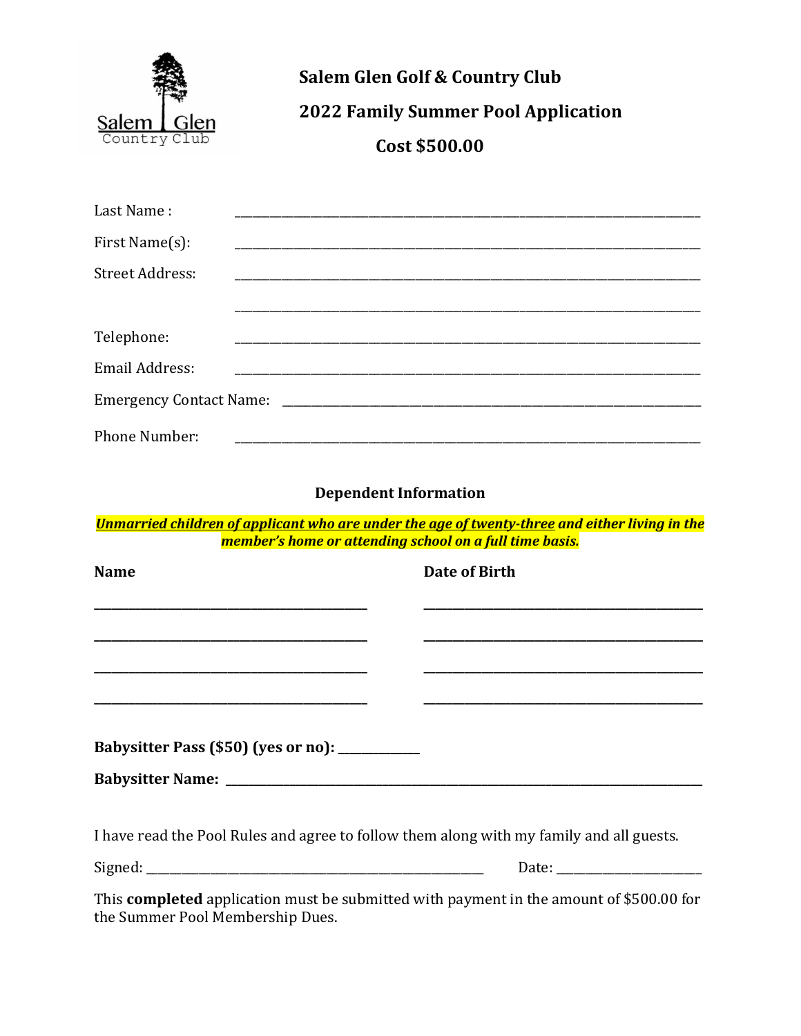Salem Glen Country Club

# Salem Glen Golf & Country Club

## 2022 Family Summer Pool Application

## Cost $500.00

Last Name : ______________________________________________

First Name(s): ______________________________________________

Street Address: ______________________________________________

______________________________________________

Telephone: ______________________________________________

Email Address: ______________________________________________

Emergency Contact Name: ______________________________________________

Phone Number: ______________________________________________

### Dependent Information

***Unmarried children of applicant who are under the age of twenty-three* and either living in the member's home or attending school on a full time basis.**

| Name | Date of Birth |
|---|---|
| ______________________________ | ______________________________ |
| ______________________________ | ______________________________ |
| ______________________________ | ______________________________ |
| ______________________________ | ______________________________ |

**Babysitter Pass ($50) (yes or no): __________**

**Babysitter Name: ______________________________________________**

I have read the Pool Rules and agree to follow them along with my family and all guests.

Signed: ______________________________ Date: ________________

This **completed** application must be submitted with payment in the amount of $500.00 for the Summer Pool Membership Dues.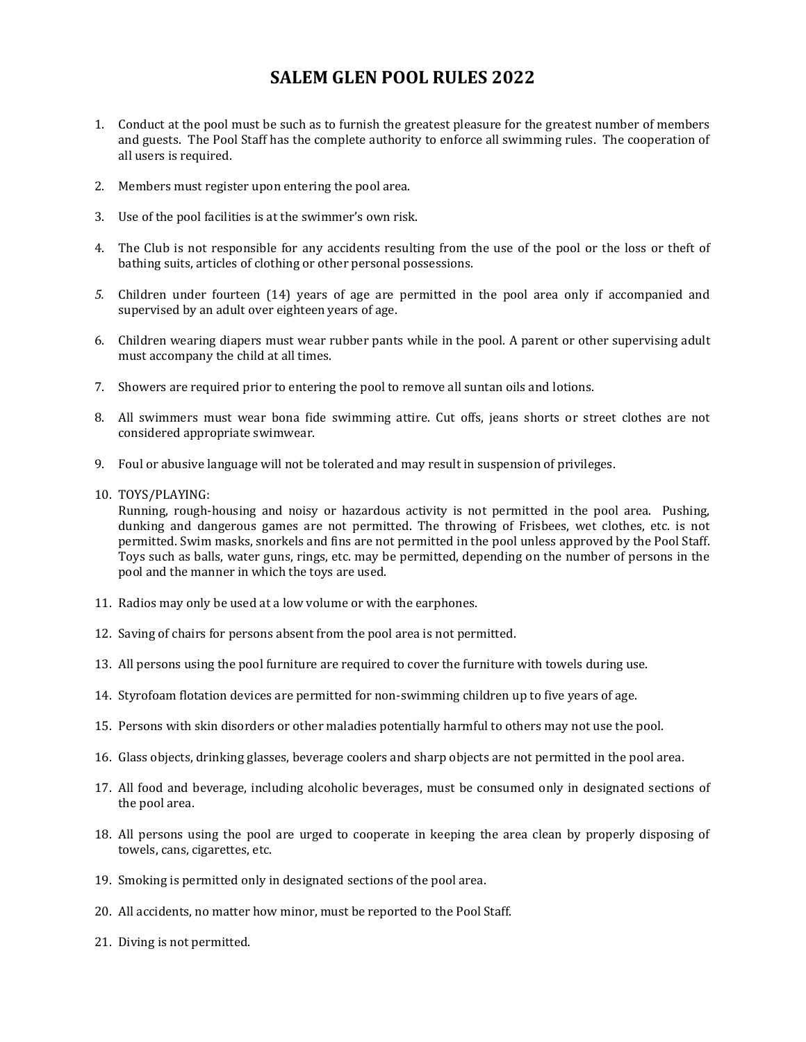# SALEM GLEN POOL RULES 2022

1. Conduct at the pool must be such as to furnish the greatest pleasure for the greatest number of members and guests. The Pool Staff has the complete authority to enforce all swimming rules. The cooperation of all users is required.

2. Members must register upon entering the pool area.

3. Use of the pool facilities is at the swimmer's own risk.

4. The Club is not responsible for any accidents resulting from the use of the pool or the loss or theft of bathing suits, articles of clothing or other personal possessions.

5. Children under fourteen (14) years of age are permitted in the pool area only if accompanied and supervised by an adult over eighteen years of age.

6. Children wearing diapers must wear rubber pants while in the pool. A parent or other supervising adult must accompany the child at all times.

7. Showers are required prior to entering the pool to remove all suntan oils and lotions.

8. All swimmers must wear bona fide swimming attire. Cut offs, jeans shorts or street clothes are not considered appropriate swimwear.

9. Foul or abusive language will not be tolerated and may result in suspension of privileges.

10. TOYS/PLAYING:
    Running, rough-housing and noisy or hazardous activity is not permitted in the pool area. Pushing, dunking and dangerous games are not permitted. The throwing of Frisbees, wet clothes, etc. is not permitted. Swim masks, snorkels and fins are not permitted in the pool unless approved by the Pool Staff. Toys such as balls, water guns, rings, etc. may be permitted, depending on the number of persons in the pool and the manner in which the toys are used.

11. Radios may only be used at a low volume or with the earphones.

12. Saving of chairs for persons absent from the pool area is not permitted.

13. All persons using the pool furniture are required to cover the furniture with towels during use.

14. Styrofoam flotation devices are permitted for non-swimming children up to five years of age.

15. Persons with skin disorders or other maladies potentially harmful to others may not use the pool.

16. Glass objects, drinking glasses, beverage coolers and sharp objects are not permitted in the pool area.

17. All food and beverage, including alcoholic beverages, must be consumed only in designated sections of the pool area.

18. All persons using the pool are urged to cooperate in keeping the area clean by properly disposing of towels, cans, cigarettes, etc.

19. Smoking is permitted only in designated sections of the pool area.

20. All accidents, no matter how minor, must be reported to the Pool Staff.

21. Diving is not permitted.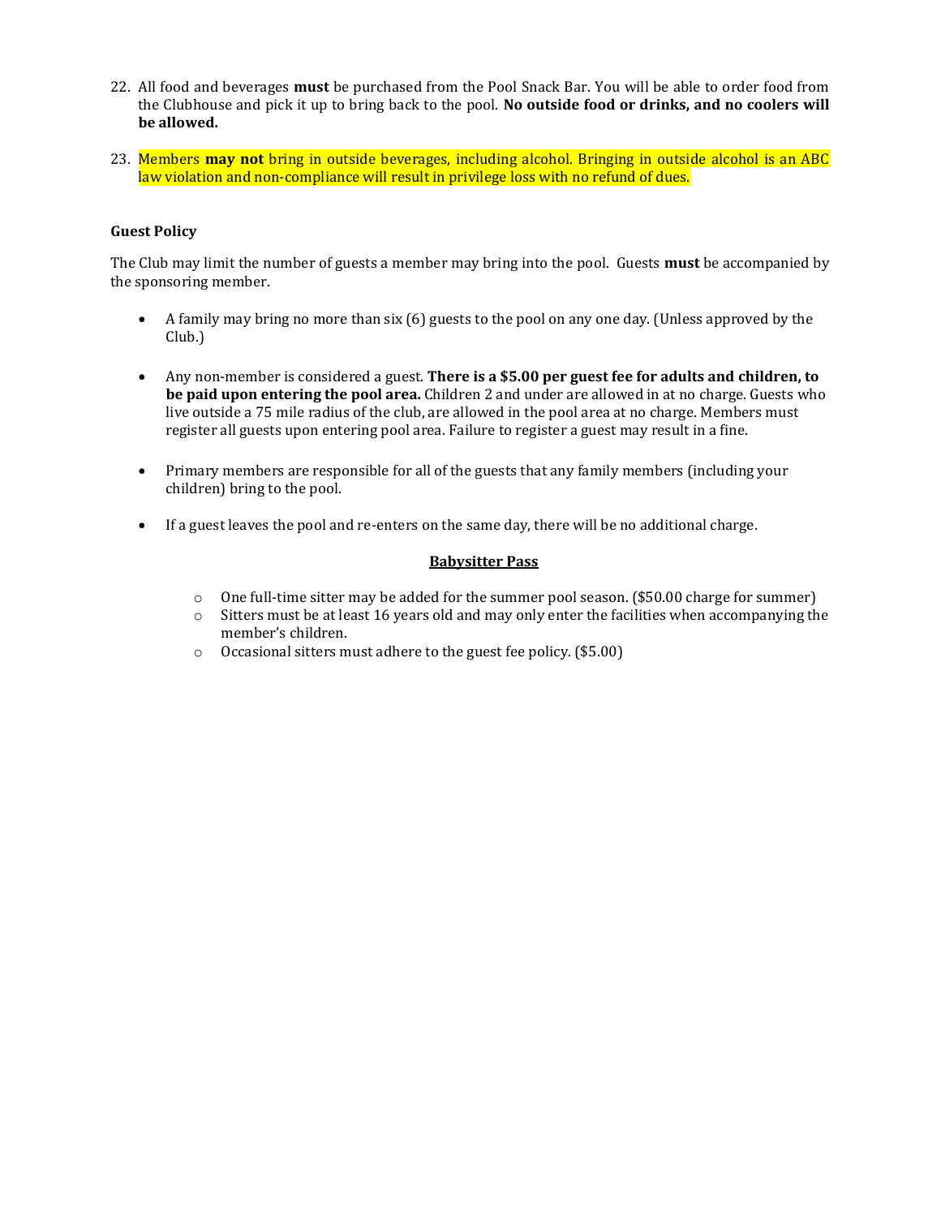22. All food and beverages **must** be purchased from the Pool Snack Bar. You will be able to order food from the Clubhouse and pick it up to bring back to the pool. **No outside food or drinks, and no coolers will be allowed.**

23. Members **may not** bring in outside beverages, including alcohol. Bringing in outside alcohol is an ABC law violation and non-compliance will result in privilege loss with no refund of dues.

**Guest Policy**

The Club may limit the number of guests a member may bring into the pool. Guests **must** be accompanied by the sponsoring member.

- A family may bring no more than six (6) guests to the pool on any one day. (Unless approved by the Club.)

- Any non-member is considered a guest. **There is a $5.00 per guest fee for adults and children, to be paid upon entering the pool area.** Children 2 and under are allowed in at no charge. Guests who live outside a 75 mile radius of the club, are allowed in the pool area at no charge. Members must register all guests upon entering pool area. Failure to register a guest may result in a fine.

- Primary members are responsible for all of the guests that any family members (including your children) bring to the pool.

- If a guest leaves the pool and re-enters on the same day, there will be no additional charge.

**Babysitter Pass**

- One full-time sitter may be added for the summer pool season. ($50.00 charge for summer)
- Sitters must be at least 16 years old and may only enter the facilities when accompanying the member's children.
- Occasional sitters must adhere to the guest fee policy. ($5.00)